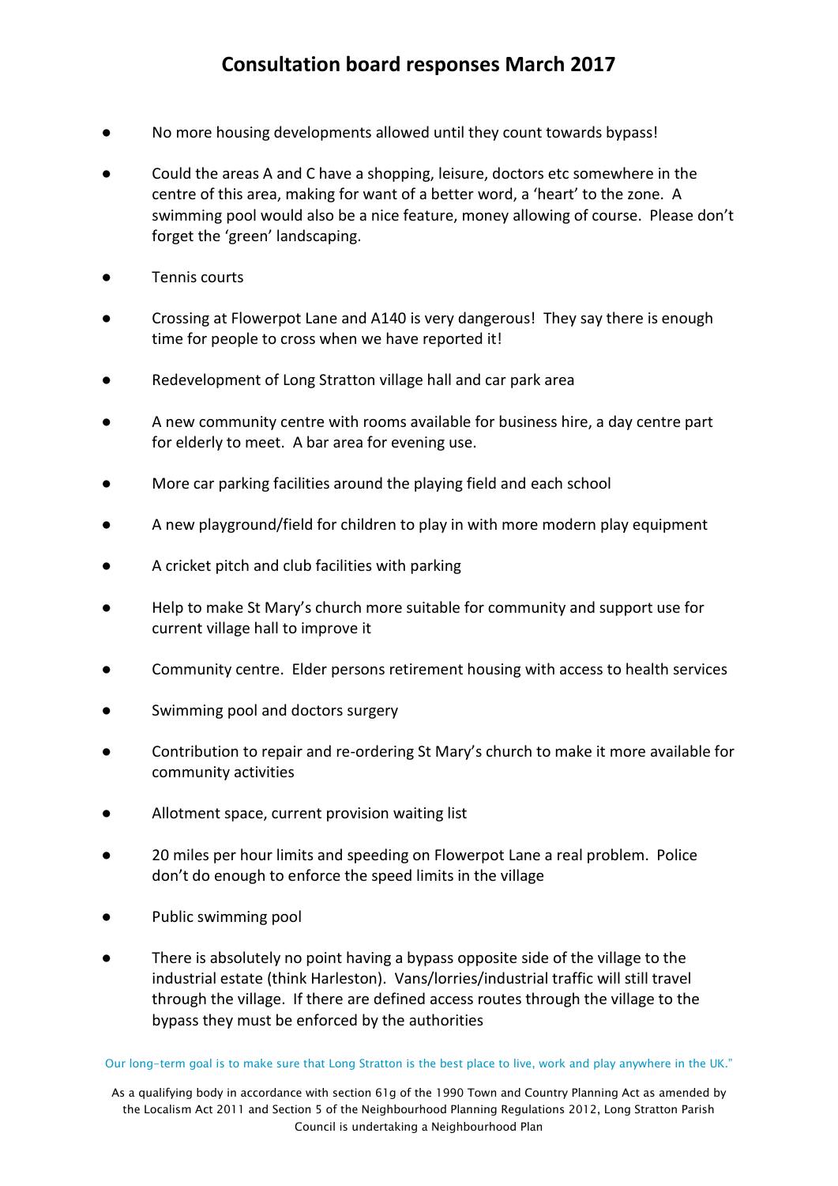# Consultation board responses March 2017

- No more housing developments allowed until they count towards bypass!
- Could the areas A and C have a shopping, leisure, doctors etc somewhere in the centre of this area, making for want of a better word, a 'heart' to the zone. A swimming pool would also be a nice feature, money allowing of course. Please don't forget the 'green' landscaping.
- Tennis courts
- Crossing at Flowerpot Lane and A140 is very dangerous! They say there is enough time for people to cross when we have reported it!
- Redevelopment of Long Stratton village hall and car park area
- A new community centre with rooms available for business hire, a day centre part for elderly to meet. A bar area for evening use.
- More car parking facilities around the playing field and each school
- A new playground/field for children to play in with more modern play equipment
- A cricket pitch and club facilities with parking
- Help to make St Mary's church more suitable for community and support use for current village hall to improve it
- Community centre. Elder persons retirement housing with access to health services
- Swimming pool and doctors surgery
- Contribution to repair and re-ordering St Mary's church to make it more available for community activities
- Allotment space, current provision waiting list
- 20 miles per hour limits and speeding on Flowerpot Lane a real problem. Police don't do enough to enforce the speed limits in the village
- Public swimming pool
- There is absolutely no point having a bypass opposite side of the village to the industrial estate (think Harleston). Vans/lorries/industrial traffic will still travel through the village. If there are defined access routes through the village to the bypass they must be enforced by the authorities

Our long-term goal is to make sure that Long Stratton is the best place to live, work and play anywhere in the UK."

As a qualifying body in accordance with section 61g of the 1990 Town and Country Planning Act as amended by the Localism Act 2011 and Section 5 of the Neighbourhood Planning Regulations 2012, Long Stratton Parish Council is undertaking a Neighbourhood Plan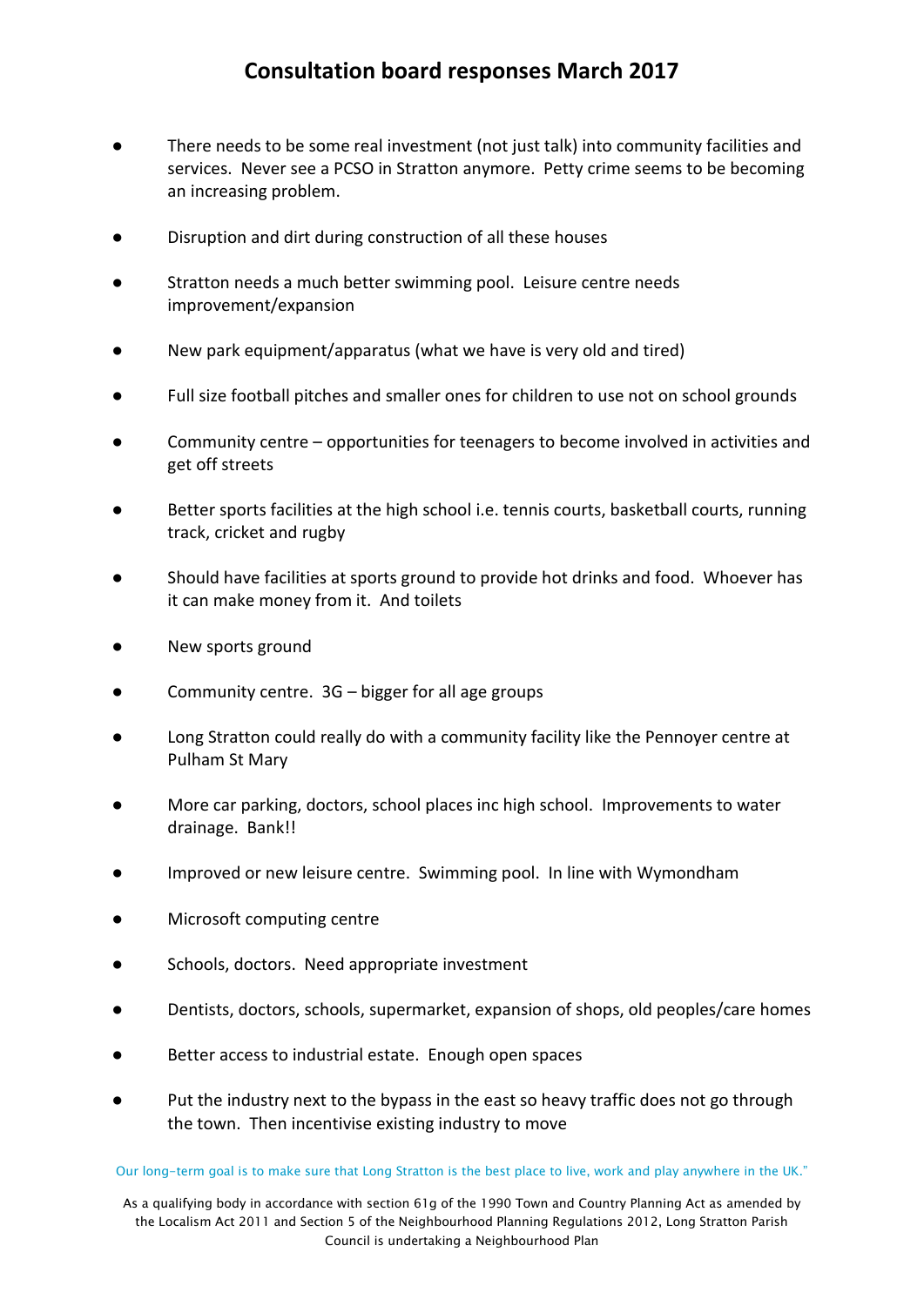# Consultation board responses March 2017

- There needs to be some real investment (not just talk) into community facilities and services. Never see a PCSO in Stratton anymore. Petty crime seems to be becoming an increasing problem.
- Disruption and dirt during construction of all these houses
- Stratton needs a much better swimming pool. Leisure centre needs improvement/expansion
- New park equipment/apparatus (what we have is very old and tired)
- Full size football pitches and smaller ones for children to use not on school grounds
- Community centre – opportunities for teenagers to become involved in activities and get off streets
- Better sports facilities at the high school i.e. tennis courts, basketball courts, running track, cricket and rugby
- Should have facilities at sports ground to provide hot drinks and food. Whoever has it can make money from it. And toilets
- New sports ground
- Community centre. 3G – bigger for all age groups
- Long Stratton could really do with a community facility like the Pennoyer centre at Pulham St Mary
- More car parking, doctors, school places inc high school. Improvements to water drainage. Bank!!
- Improved or new leisure centre. Swimming pool. In line with Wymondham
- Microsoft computing centre
- Schools, doctors. Need appropriate investment
- Dentists, doctors, schools, supermarket, expansion of shops, old peoples/care homes
- Better access to industrial estate. Enough open spaces
- Put the industry next to the bypass in the east so heavy traffic does not go through the town. Then incentivise existing industry to move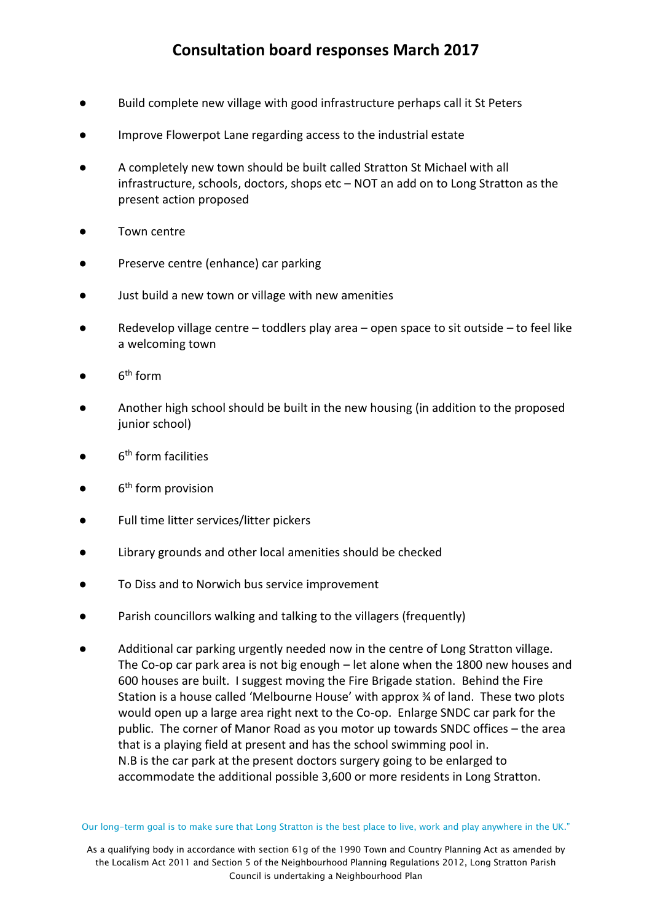# Consultation board responses March 2017

- Build complete new village with good infrastructure perhaps call it St Peters
- Improve Flowerpot Lane regarding access to the industrial estate
- A completely new town should be built called Stratton St Michael with all infrastructure, schools, doctors, shops etc – NOT an add on to Long Stratton as the present action proposed
- Town centre
- Preserve centre (enhance) car parking
- Just build a new town or village with new amenities
- Redevelop village centre – toddlers play area – open space to sit outside – to feel like a welcoming town
- 6th form
- Another high school should be built in the new housing (in addition to the proposed junior school)
- 6th form facilities
- 6th form provision
- Full time litter services/litter pickers
- Library grounds and other local amenities should be checked
- To Diss and to Norwich bus service improvement
- Parish councillors walking and talking to the villagers (frequently)
- Additional car parking urgently needed now in the centre of Long Stratton village. The Co-op car park area is not big enough – let alone when the 1800 new houses and 600 houses are built. I suggest moving the Fire Brigade station. Behind the Fire Station is a house called 'Melbourne House' with approx ¾ of land. These two plots would open up a large area right next to the Co-op. Enlarge SNDC car park for the public. The corner of Manor Road as you motor up towards SNDC offices – the area that is a playing field at present and has the school swimming pool in. N.B is the car park at the present doctors surgery going to be enlarged to accommodate the additional possible 3,600 or more residents in Long Stratton.

Our long-term goal is to make sure that Long Stratton is the best place to live, work and play anywhere in the UK."

As a qualifying body in accordance with section 61g of the 1990 Town and Country Planning Act as amended by the Localism Act 2011 and Section 5 of the Neighbourhood Planning Regulations 2012, Long Stratton Parish Council is undertaking a Neighbourhood Plan